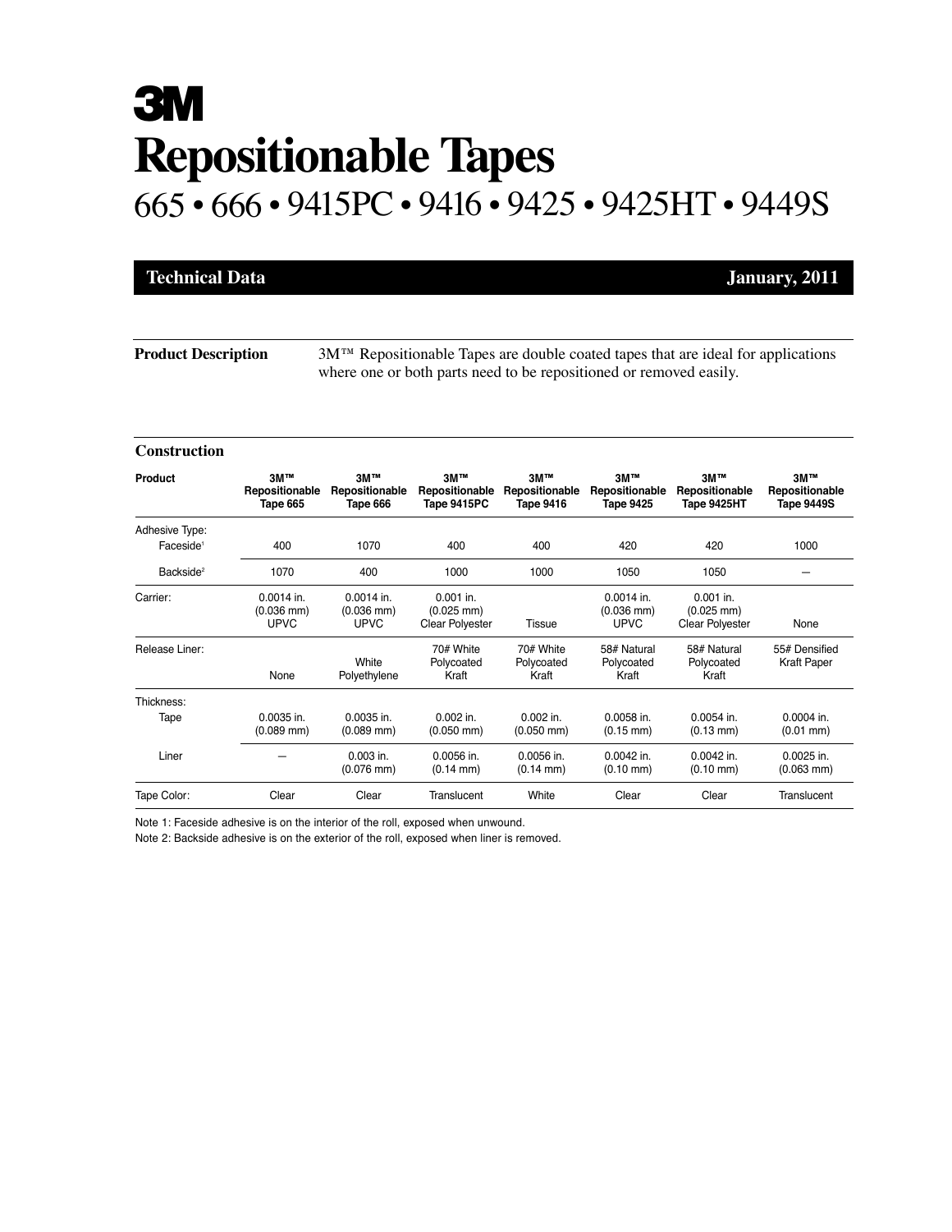# 3M

# Repositionable Tapes

## 665 • 666 • 9415PC • 9416 • 9425 • 9425HT • 9449S

**Technical Data** **January, 2011**

**Product Description**

3M™ Repositionable Tapes are double coated tapes that are ideal for applications where one or both parts need to be repositioned or removed easily.

### Construction

| Product | 3M™ Repositionable Tape 665 | 3M™ Repositionable Tape 666 | 3M™ Repositionable Tape 9415PC | 3M™ Repositionable Tape 9416 | 3M™ Repositionable Tape 9425 | 3M™ Repositionable Tape 9425HT | 3M™ Repositionable Tape 9449S |
|---|---|---|---|---|---|---|---|
| Adhesive Type: | | | | | | | |
| Faceside[1] | 400 | 1070 | 400 | 400 | 420 | 420 | 1000 |
| Backside[2] | 1070 | 400 | 1000 | 1000 | 1050 | 1050 | — |
| Carrier: | 0.0014 in. (0.036 mm) UPVC | 0.0014 in. (0.036 mm) UPVC | 0.001 in. (0.025 mm) Clear Polyester | Tissue | 0.0014 in. (0.036 mm) UPVC | 0.001 in. (0.025 mm) Clear Polyester | None |
| Release Liner: | None | White Polyethylene | 70# White Polycoated Kraft | 70# White Polycoated Kraft | 58# Natural Polycoated Kraft | 58# Natural Polycoated Kraft | 55# Densified Kraft Paper |
| Thickness: | | | | | | | |
| Tape | 0.0035 in. (0.089 mm) | 0.0035 in. (0.089 mm) | 0.002 in. (0.050 mm) | 0.002 in. (0.050 mm) | 0.0058 in. (0.15 mm) | 0.0054 in. (0.13 mm) | 0.0004 in. (0.01 mm) |
| Liner | — | 0.003 in. (0.076 mm) | 0.0056 in. (0.14 mm) | 0.0056 in. (0.14 mm) | 0.0042 in. (0.10 mm) | 0.0042 in. (0.10 mm) | 0.0025 in. (0.063 mm) |
| Tape Color: | Clear | Clear | Translucent | White | Clear | Clear | Translucent |

Note 1: Faceside adhesive is on the interior of the roll, exposed when unwound.

Note 2: Backside adhesive is on the exterior of the roll, exposed when liner is removed.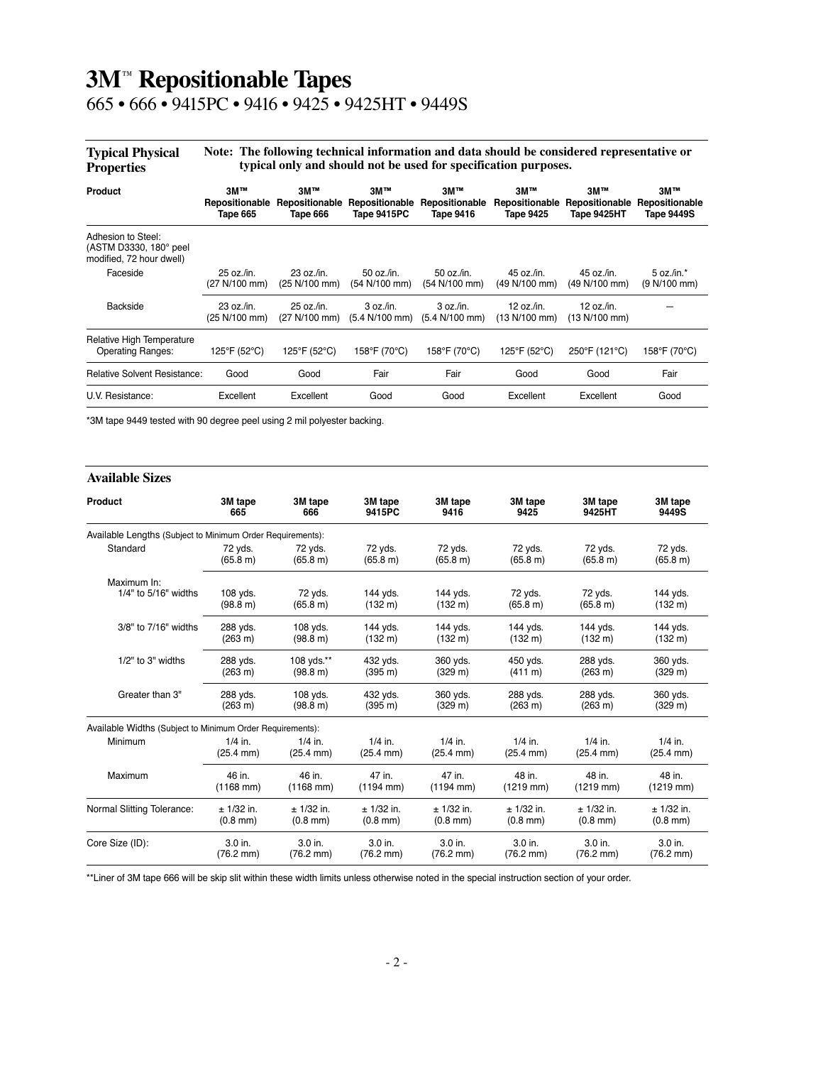# 3M™ Repositionable Tapes

## 665 • 666 • 9415PC • 9416 • 9425 • 9425HT • 9449S

### Typical Physical Properties

**Note: The following technical information and data should be considered representative or typical only and should not be used for specification purposes.**

| Product | 3M™ Repositionable Tape 665 | 3M™ Repositionable Tape 666 | 3M™ Repositionable Tape 9415PC | 3M™ Repositionable Tape 9416 | 3M™ Repositionable Tape 9425 | 3M™ Repositionable Tape 9425HT | 3M™ Repositionable Tape 9449S |
|---|---|---|---|---|---|---|---|
| Adhesion to Steel: (ASTM D3330, 180° peel modified, 72 hour dwell) | | | | | | | |
| Faceside | 25 oz./in. (27 N/100 mm) | 23 oz./in. (25 N/100 mm) | 50 oz./in. (54 N/100 mm) | 50 oz./in. (54 N/100 mm) | 45 oz./in. (49 N/100 mm) | 45 oz./in. (49 N/100 mm) | 5 oz./in.* (9 N/100 mm) |
| Backside | 23 oz./in. (25 N/100 mm) | 25 oz./in. (27 N/100 mm) | 3 oz./in. (5.4 N/100 mm) | 3 oz./in. (5.4 N/100 mm) | 12 oz./in. (13 N/100 mm) | 12 oz./in. (13 N/100 mm) | — |
| Relative High Temperature Operating Ranges: | 125°F (52°C) | 125°F (52°C) | 158°F (70°C) | 158°F (70°C) | 125°F (52°C) | 250°F (121°C) | 158°F (70°C) |
| Relative Solvent Resistance: | Good | Good | Fair | Fair | Good | Good | Fair |
| U.V. Resistance: | Excellent | Excellent | Good | Good | Excellent | Excellent | Good |

*3M tape 9449 tested with 90 degree peel using 2 mil polyester backing.

### Available Sizes

| Product | 3M tape 665 | 3M tape 666 | 3M tape 9415PC | 3M tape 9416 | 3M tape 9425 | 3M tape 9425HT | 3M tape 9449S |
|---|---|---|---|---|---|---|---|
| Available Lengths (Subject to Minimum Order Requirements): | | | | | | | |
| Standard | 72 yds. (65.8 m) | 72 yds. (65.8 m) | 72 yds. (65.8 m) | 72 yds. (65.8 m) | 72 yds. (65.8 m) | 72 yds. (65.8 m) | 72 yds. (65.8 m) |
| Maximum In: 1/4" to 5/16" widths | 108 yds. (98.8 m) | 72 yds. (65.8 m) | 144 yds. (132 m) | 144 yds. (132 m) | 72 yds. (65.8 m) | 72 yds. (65.8 m) | 144 yds. (132 m) |
| 3/8" to 7/16" widths | 288 yds. (263 m) | 108 yds. (98.8 m) | 144 yds. (132 m) | 144 yds. (132 m) | 144 yds. (132 m) | 144 yds. (132 m) | 144 yds. (132 m) |
| 1/2" to 3" widths | 288 yds. (263 m) | 108 yds.** (98.8 m) | 432 yds. (395 m) | 360 yds. (329 m) | 450 yds. (411 m) | 288 yds. (263 m) | 360 yds. (329 m) |
| Greater than 3" | 288 yds. (263 m) | 108 yds. (98.8 m) | 432 yds. (395 m) | 360 yds. (329 m) | 288 yds. (263 m) | 288 yds. (263 m) | 360 yds. (329 m) |
| Available Widths (Subject to Minimum Order Requirements): | | | | | | | |
| Minimum | 1/4 in. (25.4 mm) | 1/4 in. (25.4 mm) | 1/4 in. (25.4 mm) | 1/4 in. (25.4 mm) | 1/4 in. (25.4 mm) | 1/4 in. (25.4 mm) | 1/4 in. (25.4 mm) |
| Maximum | 46 in. (1168 mm) | 46 in. (1168 mm) | 47 in. (1194 mm) | 47 in. (1194 mm) | 48 in. (1219 mm) | 48 in. (1219 mm) | 48 in. (1219 mm) |
| Normal Slitting Tolerance: | ± 1/32 in. (0.8 mm) | ± 1/32 in. (0.8 mm) | ± 1/32 in. (0.8 mm) | ± 1/32 in. (0.8 mm) | ± 1/32 in. (0.8 mm) | ± 1/32 in. (0.8 mm) | ± 1/32 in. (0.8 mm) |
| Core Size (ID): | 3.0 in. (76.2 mm) | 3.0 in. (76.2 mm) | 3.0 in. (76.2 mm) | 3.0 in. (76.2 mm) | 3.0 in. (76.2 mm) | 3.0 in. (76.2 mm) | 3.0 in. (76.2 mm) |

**Liner of 3M tape 666 will be skip slit within these width limits unless otherwise noted in the special instruction section of your order.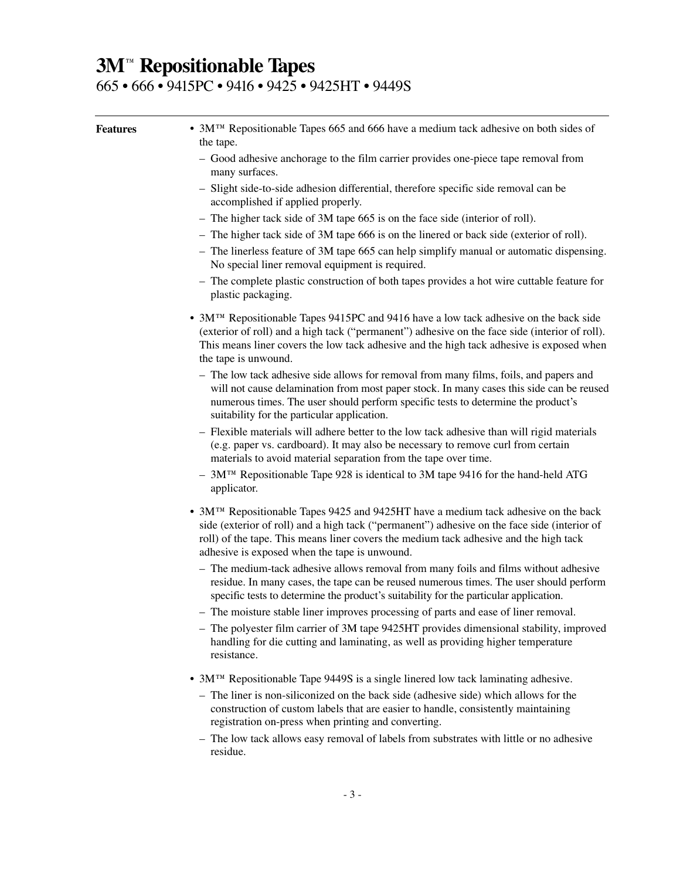# 3M™ Repositionable Tapes

665 • 666 • 9415PC • 9416 • 9425 • 9425HT • 9449S

---

**Features**

- 3M™ Repositionable Tapes 665 and 666 have a medium tack adhesive on both sides of the tape.
  - Good adhesive anchorage to the film carrier provides one-piece tape removal from many surfaces.
  - Slight side-to-side adhesion differential, therefore specific side removal can be accomplished if applied properly.
  - The higher tack side of 3M tape 665 is on the face side (interior of roll).
  - The higher tack side of 3M tape 666 is on the linered or back side (exterior of roll).
  - The linerless feature of 3M tape 665 can help simplify manual or automatic dispensing. No special liner removal equipment is required.
  - The complete plastic construction of both tapes provides a hot wire cuttable feature for plastic packaging.
- 3M™ Repositionable Tapes 9415PC and 9416 have a low tack adhesive on the back side (exterior of roll) and a high tack ("permanent") adhesive on the face side (interior of roll). This means liner covers the low tack adhesive and the high tack adhesive is exposed when the tape is unwound.
  - The low tack adhesive side allows for removal from many films, foils, and papers and will not cause delamination from most paper stock. In many cases this side can be reused numerous times. The user should perform specific tests to determine the product's suitability for the particular application.
  - Flexible materials will adhere better to the low tack adhesive than will rigid materials (e.g. paper vs. cardboard). It may also be necessary to remove curl from certain materials to avoid material separation from the tape over time.
  - 3M™ Repositionable Tape 928 is identical to 3M tape 9416 for the hand-held ATG applicator.
- 3M™ Repositionable Tapes 9425 and 9425HT have a medium tack adhesive on the back side (exterior of roll) and a high tack ("permanent") adhesive on the face side (interior of roll) of the tape. This means liner covers the medium tack adhesive and the high tack adhesive is exposed when the tape is unwound.
  - The medium-tack adhesive allows removal from many foils and films without adhesive residue. In many cases, the tape can be reused numerous times. The user should perform specific tests to determine the product's suitability for the particular application.
  - The moisture stable liner improves processing of parts and ease of liner removal.
  - The polyester film carrier of 3M tape 9425HT provides dimensional stability, improved handling for die cutting and laminating, as well as providing higher temperature resistance.
- 3M™ Repositionable Tape 9449S is a single linered low tack laminating adhesive.
  - The liner is non-siliconized on the back side (adhesive side) which allows for the construction of custom labels that are easier to handle, consistently maintaining registration on-press when printing and converting.
  - The low tack allows easy removal of labels from substrates with little or no adhesive residue.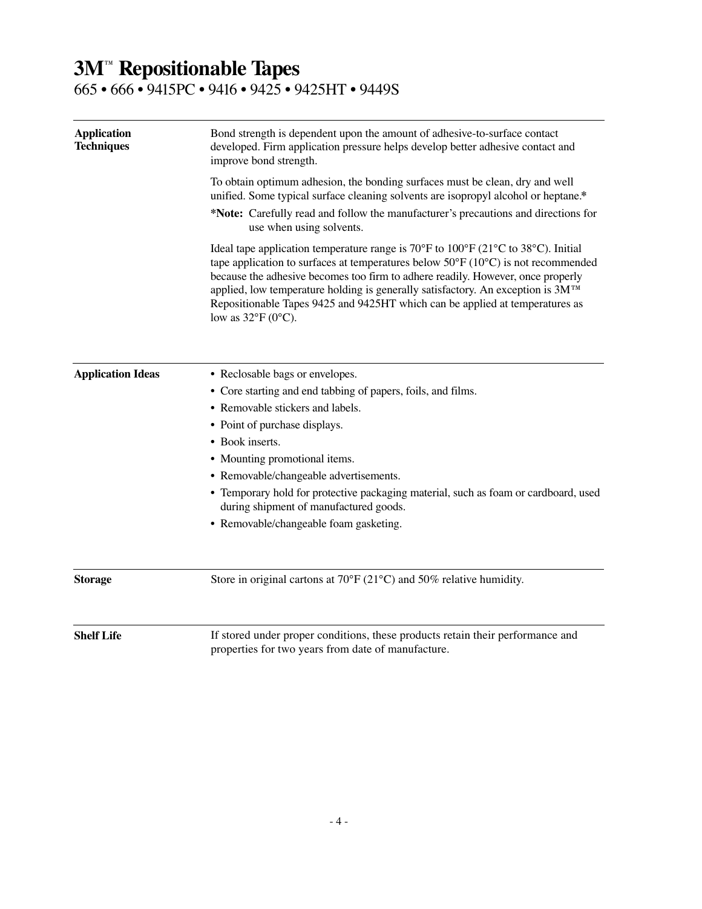# 3M™ Repositionable Tapes

665 • 666 • 9415PC • 9416 • 9425 • 9425HT • 9449S

---

**Application Techniques**

Bond strength is dependent upon the amount of adhesive-to-surface contact developed. Firm application pressure helps develop better adhesive contact and improve bond strength.

To obtain optimum adhesion, the bonding surfaces must be clean, dry and well unified. Some typical surface cleaning solvents are isopropyl alcohol or heptane.*

***Note:** Carefully read and follow the manufacturer's precautions and directions for use when using solvents.

Ideal tape application temperature range is 70°F to 100°F (21°C to 38°C). Initial tape application to surfaces at temperatures below 50°F (10°C) is not recommended because the adhesive becomes too firm to adhere readily. However, once properly applied, low temperature holding is generally satisfactory. An exception is 3M™ Repositionable Tapes 9425 and 9425HT which can be applied at temperatures as low as 32°F (0°C).

---

**Application Ideas**

- Reclosable bags or envelopes.
- Core starting and end tabbing of papers, foils, and films.
- Removable stickers and labels.
- Point of purchase displays.
- Book inserts.
- Mounting promotional items.
- Removable/changeable advertisements.
- Temporary hold for protective packaging material, such as foam or cardboard, used during shipment of manufactured goods.
- Removable/changeable foam gasketing.

---

**Storage**

Store in original cartons at 70°F (21°C) and 50% relative humidity.

---

**Shelf Life**

If stored under proper conditions, these products retain their performance and properties for two years from date of manufacture.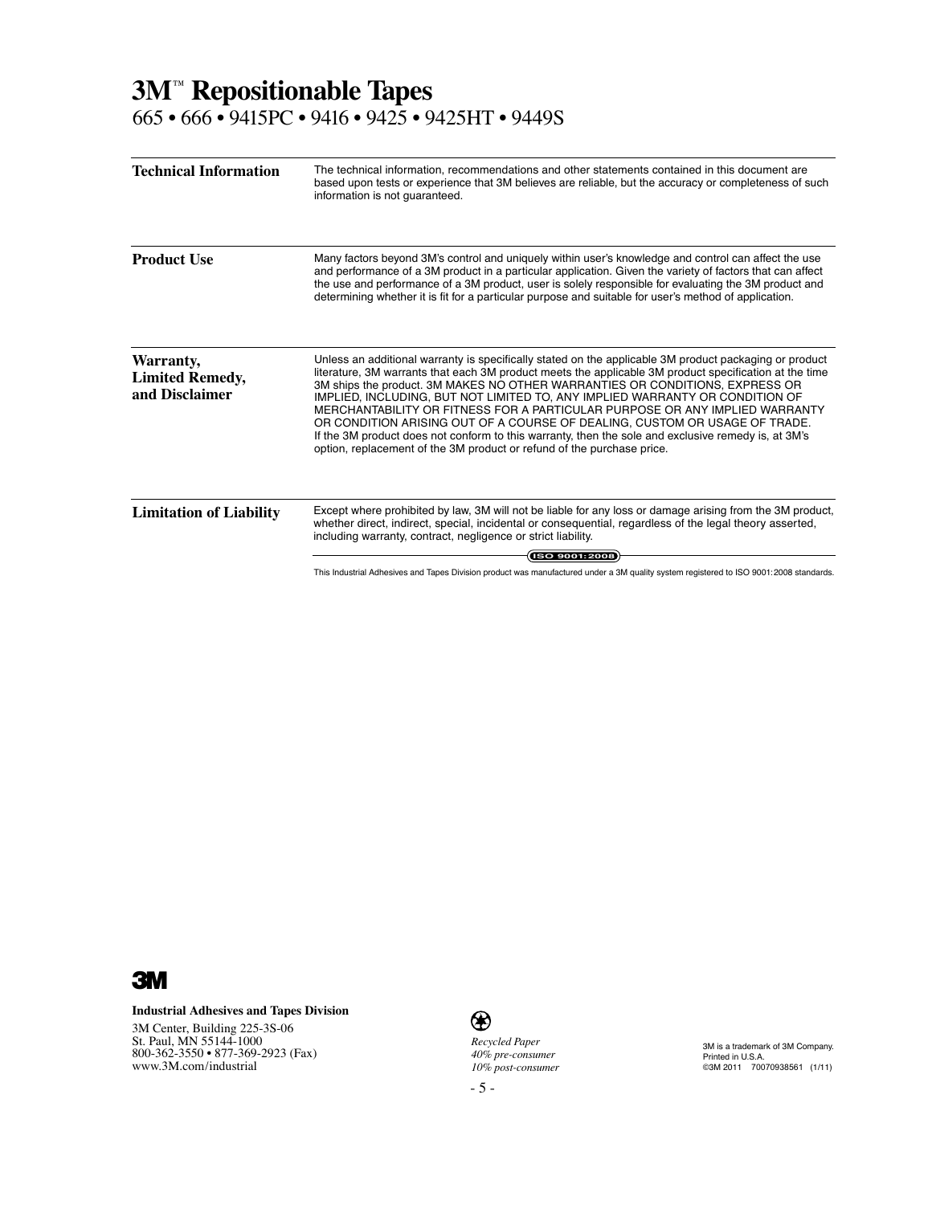# 3M™ Repositionable Tapes

665 • 666 • 9415PC • 9416 • 9425 • 9425HT • 9449S

**Technical Information**

The technical information, recommendations and other statements contained in this document are based upon tests or experience that 3M believes are reliable, but the accuracy or completeness of such information is not guaranteed.

**Product Use**

Many factors beyond 3M's control and uniquely within user's knowledge and control can affect the use and performance of a 3M product in a particular application. Given the variety of factors that can affect the use and performance of a 3M product, user is solely responsible for evaluating the 3M product and determining whether it is fit for a particular purpose and suitable for user's method of application.

**Warranty, Limited Remedy, and Disclaimer**

Unless an additional warranty is specifically stated on the applicable 3M product packaging or product literature, 3M warrants that each 3M product meets the applicable 3M product specification at the time 3M ships the product. 3M MAKES NO OTHER WARRANTIES OR CONDITIONS, EXPRESS OR IMPLIED, INCLUDING, BUT NOT LIMITED TO, ANY IMPLIED WARRANTY OR CONDITION OF MERCHANTABILITY OR FITNESS FOR A PARTICULAR PURPOSE OR ANY IMPLIED WARRANTY OR CONDITION ARISING OUT OF A COURSE OF DEALING, CUSTOM OR USAGE OF TRADE. If the 3M product does not conform to this warranty, then the sole and exclusive remedy is, at 3M's option, replacement of the 3M product or refund of the purchase price.

**Limitation of Liability**

Except where prohibited by law, 3M will not be liable for any loss or damage arising from the 3M product, whether direct, indirect, special, incidental or consequential, regardless of the legal theory asserted, including warranty, contract, negligence or strict liability.

ISO 9001:2008

This Industrial Adhesives and Tapes Division product was manufactured under a 3M quality system registered to ISO 9001:2008 standards.

3M

**Industrial Adhesives and Tapes Division**

3M Center, Building 225-3S-06
St. Paul, MN 55144-1000
800-362-3550 • 877-369-2923 (Fax)
www.3M.com/industrial

*Recycled Paper*
*40% pre-consumer*
*10% post-consumer*

3M is a trademark of 3M Company.
Printed in U.S.A.
©3M 2011 70070938561 (1/11)